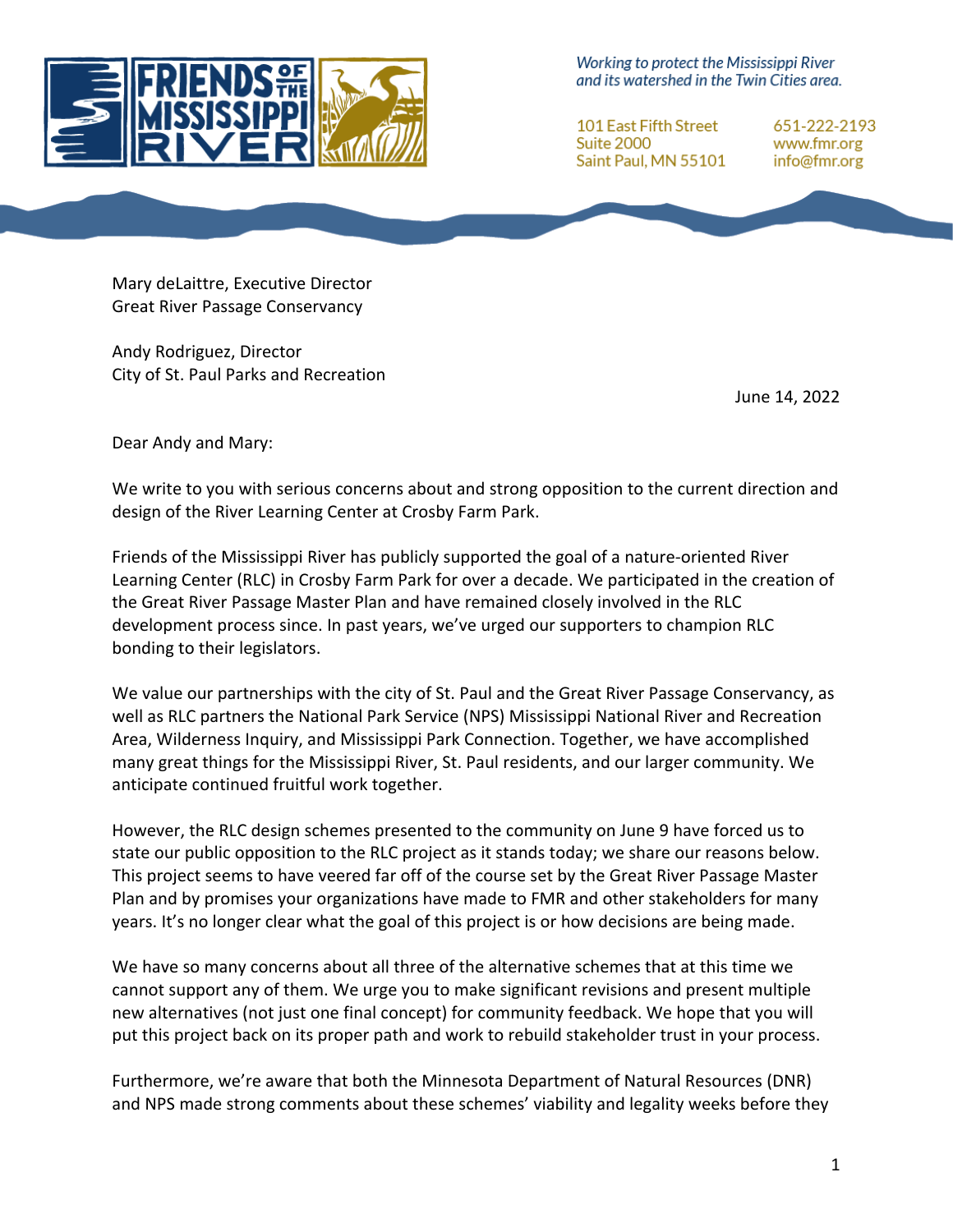**FRIENDS OF THE MISSISSIPPI RIVER**

*Working to protect the Mississippi River and its watershed in the Twin Cities area.*

101 East Fifth Street
Suite 2000
Saint Paul, MN 55101

651-222-2193
www.fmr.org
info@fmr.org

Mary deLaittre, Executive Director
Great River Passage Conservancy

Andy Rodriguez, Director
City of St. Paul Parks and Recreation

June 14, 2022

Dear Andy and Mary:

We write to you with serious concerns about and strong opposition to the current direction and design of the River Learning Center at Crosby Farm Park.

Friends of the Mississippi River has publicly supported the goal of a nature-oriented River Learning Center (RLC) in Crosby Farm Park for over a decade. We participated in the creation of the Great River Passage Master Plan and have remained closely involved in the RLC development process since. In past years, we've urged our supporters to champion RLC bonding to their legislators.

We value our partnerships with the city of St. Paul and the Great River Passage Conservancy, as well as RLC partners the National Park Service (NPS) Mississippi National River and Recreation Area, Wilderness Inquiry, and Mississippi Park Connection. Together, we have accomplished many great things for the Mississippi River, St. Paul residents, and our larger community. We anticipate continued fruitful work together.

However, the RLC design schemes presented to the community on June 9 have forced us to state our public opposition to the RLC project as it stands today; we share our reasons below. This project seems to have veered far off of the course set by the Great River Passage Master Plan and by promises your organizations have made to FMR and other stakeholders for many years. It's no longer clear what the goal of this project is or how decisions are being made.

We have so many concerns about all three of the alternative schemes that at this time we cannot support any of them. We urge you to make significant revisions and present multiple new alternatives (not just one final concept) for community feedback. We hope that you will put this project back on its proper path and work to rebuild stakeholder trust in your process.

Furthermore, we're aware that both the Minnesota Department of Natural Resources (DNR) and NPS made strong comments about these schemes' viability and legality weeks before they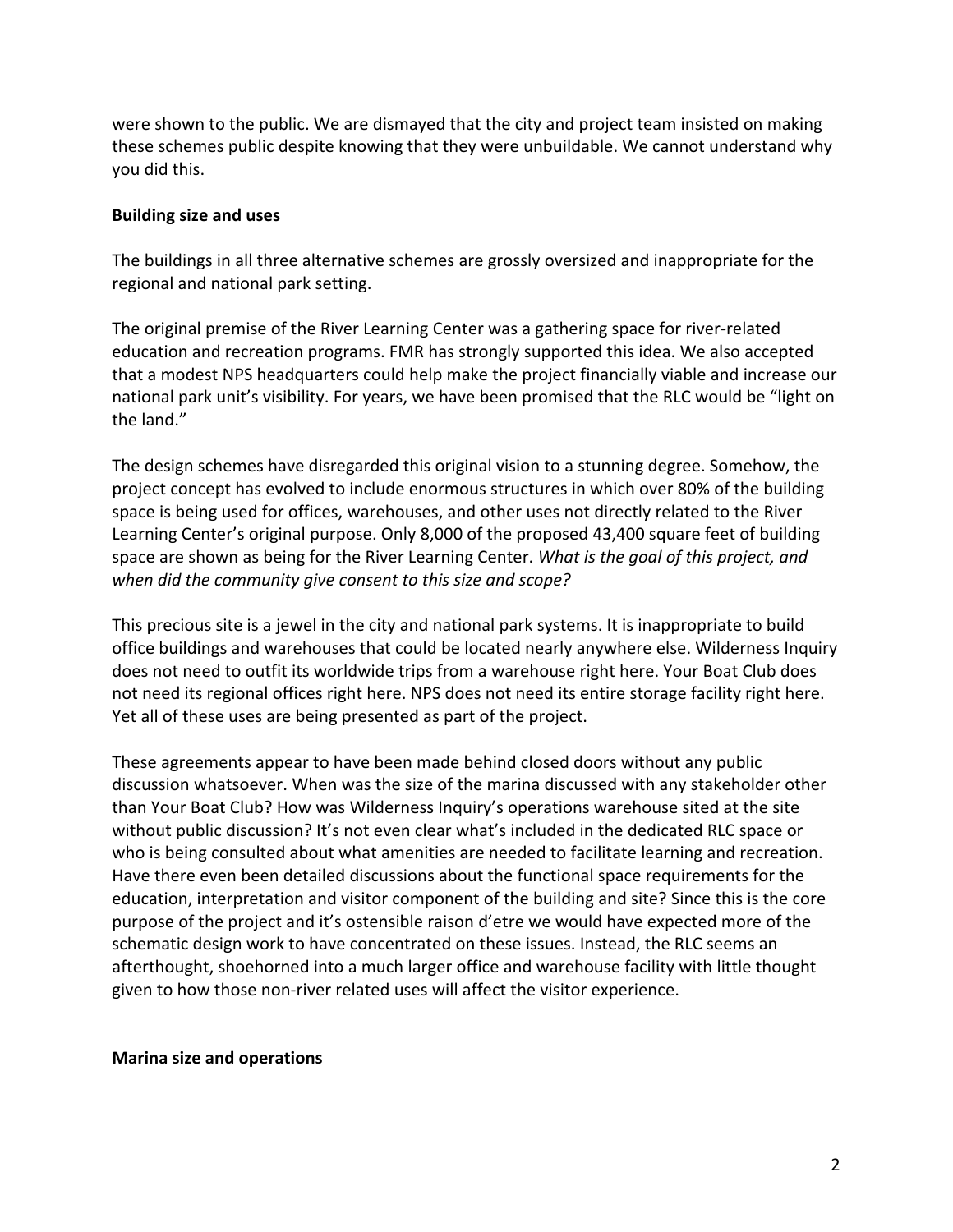were shown to the public. We are dismayed that the city and project team insisted on making these schemes public despite knowing that they were unbuildable. We cannot understand why you did this.

**Building size and uses**

The buildings in all three alternative schemes are grossly oversized and inappropriate for the regional and national park setting.

The original premise of the River Learning Center was a gathering space for river-related education and recreation programs. FMR has strongly supported this idea. We also accepted that a modest NPS headquarters could help make the project financially viable and increase our national park unit's visibility. For years, we have been promised that the RLC would be "light on the land."

The design schemes have disregarded this original vision to a stunning degree. Somehow, the project concept has evolved to include enormous structures in which over 80% of the building space is being used for offices, warehouses, and other uses not directly related to the River Learning Center's original purpose. Only 8,000 of the proposed 43,400 square feet of building space are shown as being for the River Learning Center. *What is the goal of this project, and when did the community give consent to this size and scope?*

This precious site is a jewel in the city and national park systems. It is inappropriate to build office buildings and warehouses that could be located nearly anywhere else. Wilderness Inquiry does not need to outfit its worldwide trips from a warehouse right here. Your Boat Club does not need its regional offices right here. NPS does not need its entire storage facility right here. Yet all of these uses are being presented as part of the project.

These agreements appear to have been made behind closed doors without any public discussion whatsoever. When was the size of the marina discussed with any stakeholder other than Your Boat Club? How was Wilderness Inquiry's operations warehouse sited at the site without public discussion? It's not even clear what's included in the dedicated RLC space or who is being consulted about what amenities are needed to facilitate learning and recreation. Have there even been detailed discussions about the functional space requirements for the education, interpretation and visitor component of the building and site? Since this is the core purpose of the project and it's ostensible raison d'etre we would have expected more of the schematic design work to have concentrated on these issues. Instead, the RLC seems an afterthought, shoehorned into a much larger office and warehouse facility with little thought given to how those non-river related uses will affect the visitor experience.

**Marina size and operations**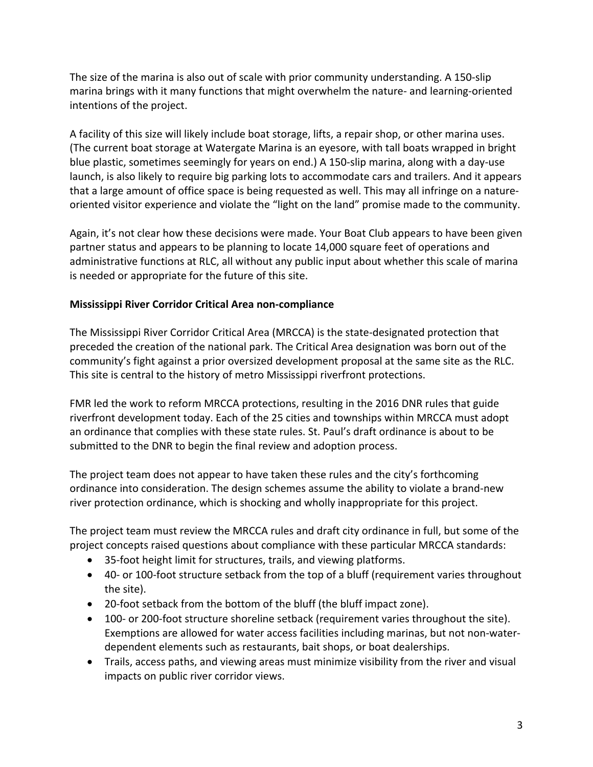The size of the marina is also out of scale with prior community understanding. A 150-slip marina brings with it many functions that might overwhelm the nature- and learning-oriented intentions of the project.

A facility of this size will likely include boat storage, lifts, a repair shop, or other marina uses. (The current boat storage at Watergate Marina is an eyesore, with tall boats wrapped in bright blue plastic, sometimes seemingly for years on end.) A 150-slip marina, along with a day-use launch, is also likely to require big parking lots to accommodate cars and trailers. And it appears that a large amount of office space is being requested as well. This may all infringe on a nature-oriented visitor experience and violate the "light on the land" promise made to the community.

Again, it's not clear how these decisions were made. Your Boat Club appears to have been given partner status and appears to be planning to locate 14,000 square feet of operations and administrative functions at RLC, all without any public input about whether this scale of marina is needed or appropriate for the future of this site.

**Mississippi River Corridor Critical Area non-compliance**

The Mississippi River Corridor Critical Area (MRCCA) is the state-designated protection that preceded the creation of the national park. The Critical Area designation was born out of the community's fight against a prior oversized development proposal at the same site as the RLC. This site is central to the history of metro Mississippi riverfront protections.

FMR led the work to reform MRCCA protections, resulting in the 2016 DNR rules that guide riverfront development today. Each of the 25 cities and townships within MRCCA must adopt an ordinance that complies with these state rules. St. Paul's draft ordinance is about to be submitted to the DNR to begin the final review and adoption process.

The project team does not appear to have taken these rules and the city's forthcoming ordinance into consideration. The design schemes assume the ability to violate a brand-new river protection ordinance, which is shocking and wholly inappropriate for this project.

The project team must review the MRCCA rules and draft city ordinance in full, but some of the project concepts raised questions about compliance with these particular MRCCA standards:

- 35-foot height limit for structures, trails, and viewing platforms.
- 40- or 100-foot structure setback from the top of a bluff (requirement varies throughout the site).
- 20-foot setback from the bottom of the bluff (the bluff impact zone).
- 100- or 200-foot structure shoreline setback (requirement varies throughout the site). Exemptions are allowed for water access facilities including marinas, but not non-water-dependent elements such as restaurants, bait shops, or boat dealerships.
- Trails, access paths, and viewing areas must minimize visibility from the river and visual impacts on public river corridor views.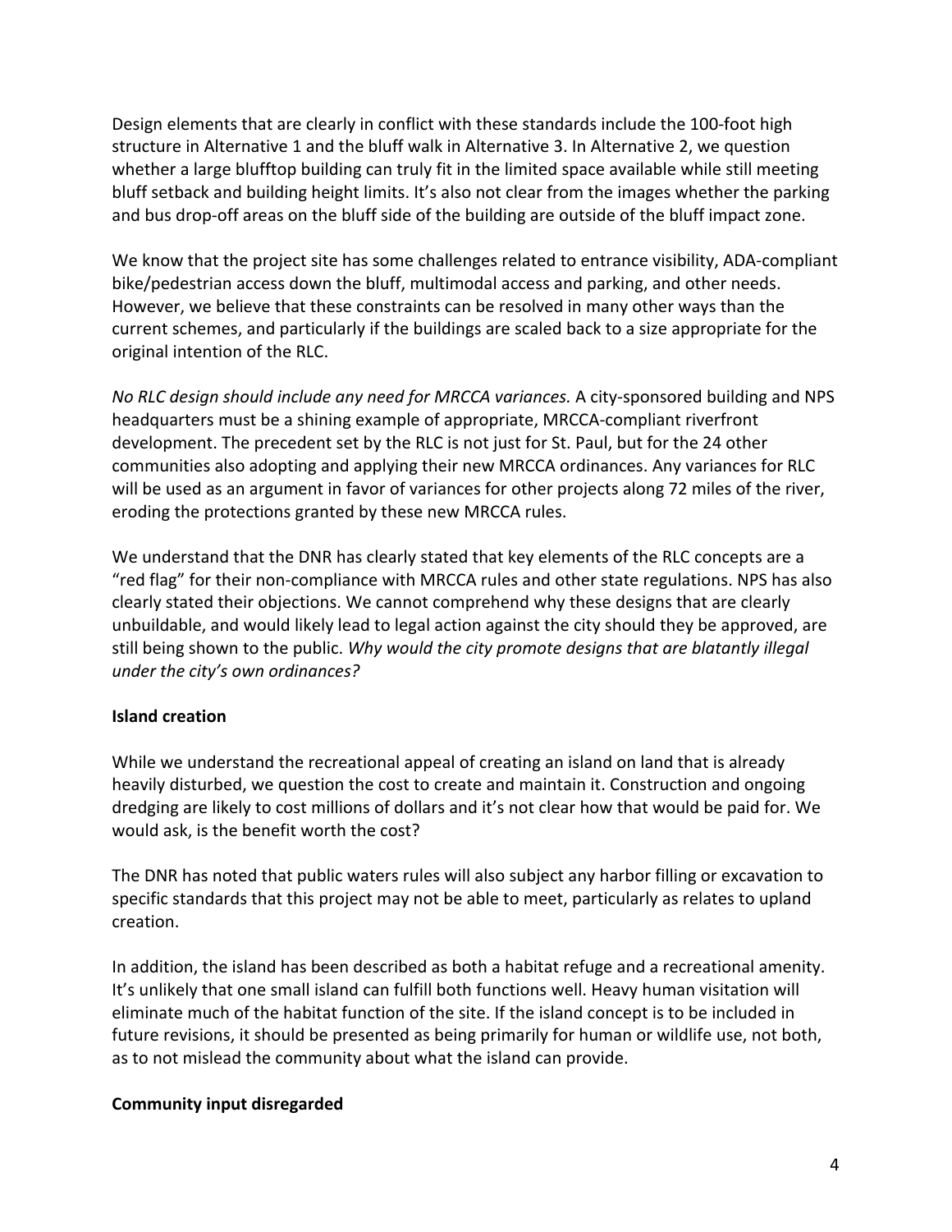Design elements that are clearly in conflict with these standards include the 100-foot high structure in Alternative 1 and the bluff walk in Alternative 3. In Alternative 2, we question whether a large blufftop building can truly fit in the limited space available while still meeting bluff setback and building height limits. It's also not clear from the images whether the parking and bus drop-off areas on the bluff side of the building are outside of the bluff impact zone.

We know that the project site has some challenges related to entrance visibility, ADA-compliant bike/pedestrian access down the bluff, multimodal access and parking, and other needs. However, we believe that these constraints can be resolved in many other ways than the current schemes, and particularly if the buildings are scaled back to a size appropriate for the original intention of the RLC.

*No RLC design should include any need for MRCCA variances.* A city-sponsored building and NPS headquarters must be a shining example of appropriate, MRCCA-compliant riverfront development. The precedent set by the RLC is not just for St. Paul, but for the 24 other communities also adopting and applying their new MRCCA ordinances. Any variances for RLC will be used as an argument in favor of variances for other projects along 72 miles of the river, eroding the protections granted by these new MRCCA rules.

We understand that the DNR has clearly stated that key elements of the RLC concepts are a "red flag" for their non-compliance with MRCCA rules and other state regulations. NPS has also clearly stated their objections. We cannot comprehend why these designs that are clearly unbuildable, and would likely lead to legal action against the city should they be approved, are still being shown to the public. *Why would the city promote designs that are blatantly illegal under the city's own ordinances?*

**Island creation**

While we understand the recreational appeal of creating an island on land that is already heavily disturbed, we question the cost to create and maintain it. Construction and ongoing dredging are likely to cost millions of dollars and it's not clear how that would be paid for. We would ask, is the benefit worth the cost?

The DNR has noted that public waters rules will also subject any harbor filling or excavation to specific standards that this project may not be able to meet, particularly as relates to upland creation.

In addition, the island has been described as both a habitat refuge and a recreational amenity. It's unlikely that one small island can fulfill both functions well. Heavy human visitation will eliminate much of the habitat function of the site. If the island concept is to be included in future revisions, it should be presented as being primarily for human or wildlife use, not both, as to not mislead the community about what the island can provide.

**Community input disregarded**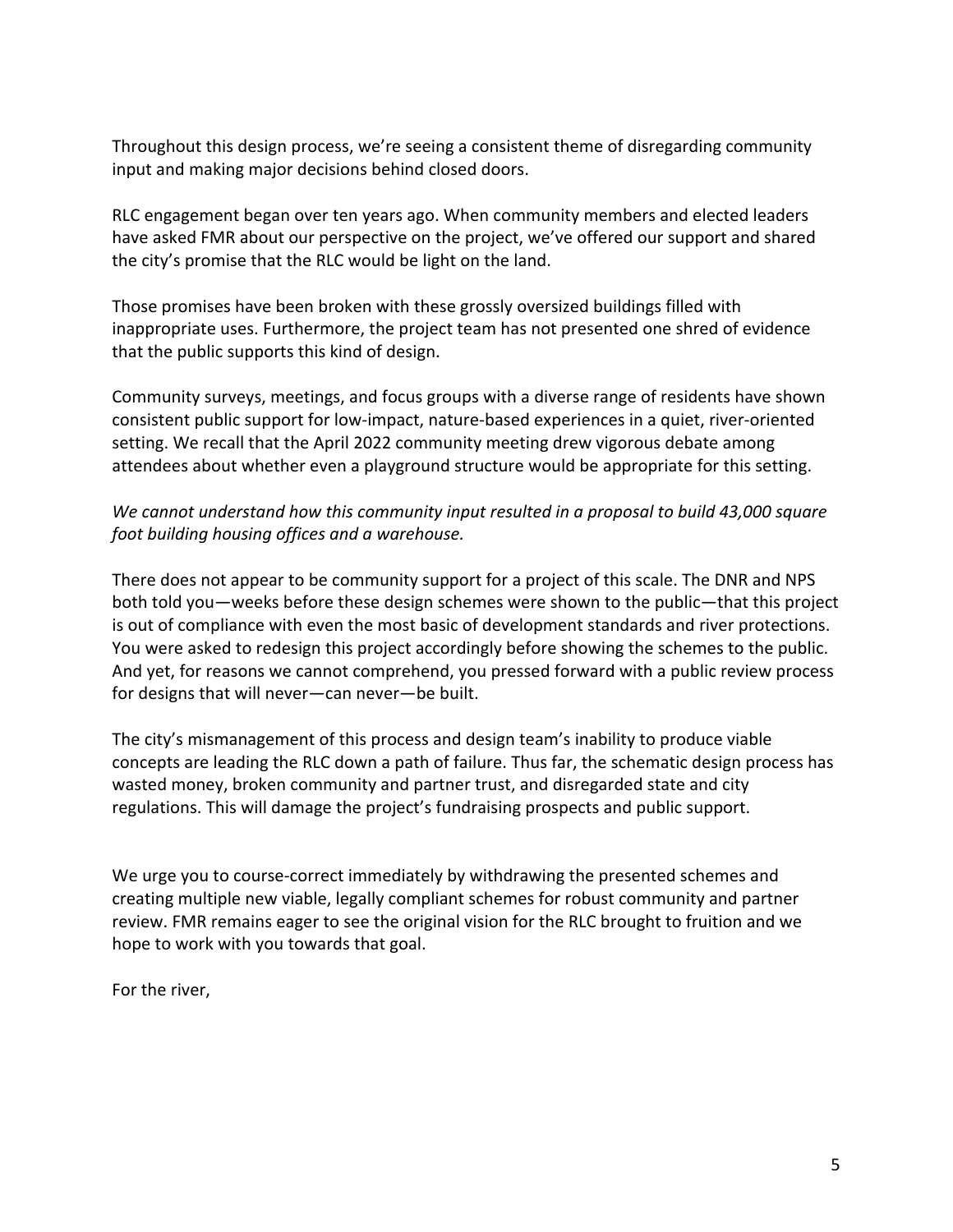Throughout this design process, we're seeing a consistent theme of disregarding community input and making major decisions behind closed doors.

RLC engagement began over ten years ago. When community members and elected leaders have asked FMR about our perspective on the project, we've offered our support and shared the city's promise that the RLC would be light on the land.

Those promises have been broken with these grossly oversized buildings filled with inappropriate uses. Furthermore, the project team has not presented one shred of evidence that the public supports this kind of design.

Community surveys, meetings, and focus groups with a diverse range of residents have shown consistent public support for low-impact, nature-based experiences in a quiet, river-oriented setting. We recall that the April 2022 community meeting drew vigorous debate among attendees about whether even a playground structure would be appropriate for this setting.

*We cannot understand how this community input resulted in a proposal to build 43,000 square foot building housing offices and a warehouse.*

There does not appear to be community support for a project of this scale. The DNR and NPS both told you—weeks before these design schemes were shown to the public—that this project is out of compliance with even the most basic of development standards and river protections. You were asked to redesign this project accordingly before showing the schemes to the public. And yet, for reasons we cannot comprehend, you pressed forward with a public review process for designs that will never—can never—be built.

The city's mismanagement of this process and design team's inability to produce viable concepts are leading the RLC down a path of failure. Thus far, the schematic design process has wasted money, broken community and partner trust, and disregarded state and city regulations. This will damage the project's fundraising prospects and public support.

We urge you to course-correct immediately by withdrawing the presented schemes and creating multiple new viable, legally compliant schemes for robust community and partner review. FMR remains eager to see the original vision for the RLC brought to fruition and we hope to work with you towards that goal.

For the river,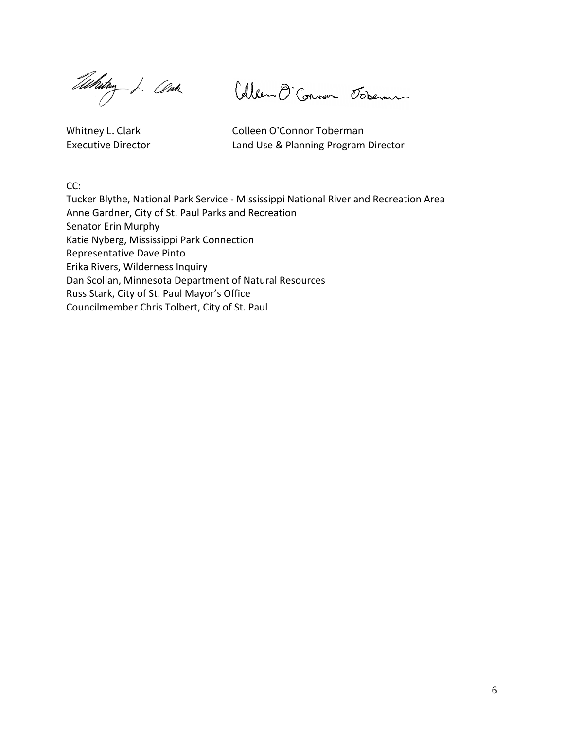Whitney L. Clark
Executive Director

Colleen O'Connor Toberman
Land Use & Planning Program Director

CC:
Tucker Blythe, National Park Service - Mississippi National River and Recreation Area
Anne Gardner, City of St. Paul Parks and Recreation
Senator Erin Murphy
Katie Nyberg, Mississippi Park Connection
Representative Dave Pinto
Erika Rivers, Wilderness Inquiry
Dan Scollan, Minnesota Department of Natural Resources
Russ Stark, City of St. Paul Mayor's Office
Councilmember Chris Tolbert, City of St. Paul